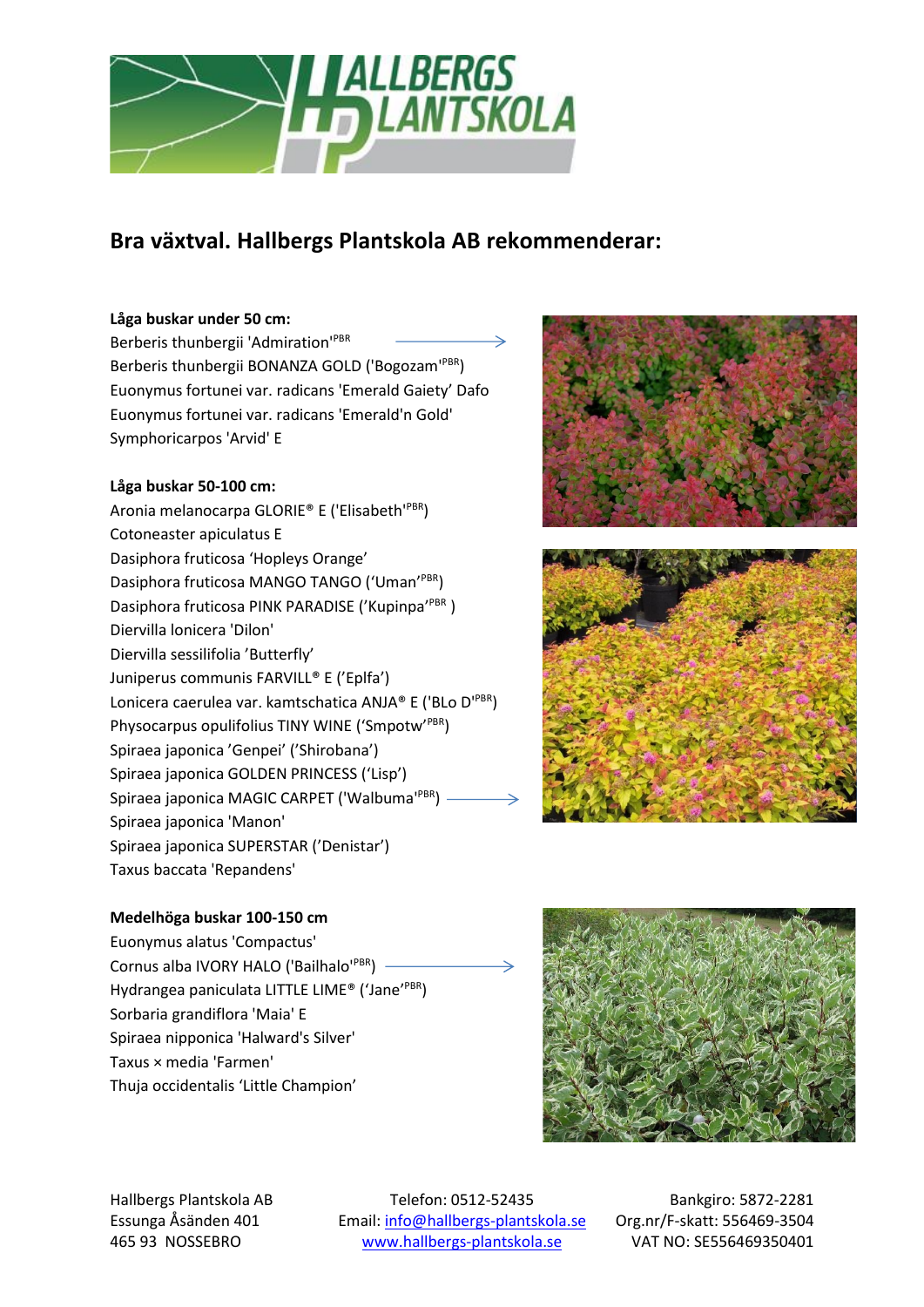## Bra växtval. Hallbergs Plantskola AB rekommenderar:

**Låga buskar under 50 cm:**

Berberis thunbergii 'Admiration'PBR
Berberis thunbergii BONANZA GOLD ('Bogozam'PBR)
Euonymus fortunei var. radicans 'Emerald Gaiety' Dafo
Euonymus fortunei var. radicans 'Emerald'n Gold'
Symphoricarpos 'Arvid' E

**Låga buskar 50-100 cm:**

Aronia melanocarpa GLORIE® E ('Elisabeth'PBR)
Cotoneaster apiculatus E
Dasiphora fruticosa 'Hopleys Orange'
Dasiphora fruticosa MANGO TANGO ('Uman'PBR)
Dasiphora fruticosa PINK PARADISE ('Kupinpa'PBR )
Diervilla lonicera 'Dilon'
Diervilla sessilifolia 'Butterfly'
Juniperus communis FARVILL® E ('Eplfa')
Lonicera caerulea var. kamtschatica ANJA® E ('BLo D'PBR)
Physocarpus opulifolius TINY WINE ('Smpotw'PBR)
Spiraea japonica 'Genpei' ('Shirobana')
Spiraea japonica GOLDEN PRINCESS ('Lisp')
Spiraea japonica MAGIC CARPET ('Walbuma'PBR)
Spiraea japonica 'Manon'
Spiraea japonica SUPERSTAR ('Denistar')
Taxus baccata 'Repandens'

**Medelhöga buskar 100-150 cm**

Euonymus alatus 'Compactus'
Cornus alba IVORY HALO ('Bailhalo'PBR)
Hydrangea paniculata LITTLE LIME® ('Jane'PBR)
Sorbaria grandiflora 'Maia' E
Spiraea nipponica 'Halward's Silver'
Taxus × media 'Farmen'
Thuja occidentalis 'Little Champion'

Hallbergs Plantskola AB
Essunga Åsänden 401
465 93 NOSSEBRO

Telefon: 0512-52435
Email: info@hallbergs-plantskola.se
www.hallbergs-plantskola.se

Bankgiro: 5872-2281
Org.nr/F-skatt: 556469-3504
VAT NO: SE556469350401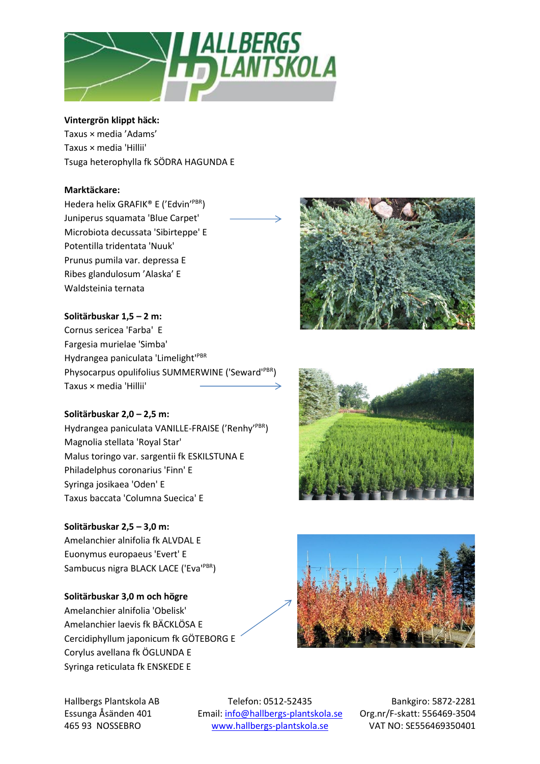**Vintergrön klippt häck:**
Taxus × media ’Adams’
Taxus × media 'Hillii'
Tsuga heterophylla fk SÖDRA HAGUNDA E

**Marktäckare:**
Hedera helix GRAFIK® E (’Edvin’PBR)
Juniperus squamata 'Blue Carpet'
Microbiota decussata 'Sibirteppe' E
Potentilla tridentata 'Nuuk'
Prunus pumila var. depressa E
Ribes glandulosum ’Alaska’ E
Waldsteinia ternata

**Solitärbuskar 1,5 – 2 m:**
Cornus sericea 'Farba' E
Fargesia murielae 'Simba'
Hydrangea paniculata 'Limelight'PBR
Physocarpus opulifolius SUMMERWINE ('Seward'PBR)
Taxus × media 'Hillii'

**Solitärbuskar 2,0 – 2,5 m:**
Hydrangea paniculata VANILLE-FRAISE (’Renhy’PBR)
Magnolia stellata 'Royal Star'
Malus toringo var. sargentii fk ESKILSTUNA E
Philadelphus coronarius 'Finn' E
Syringa josikaea 'Oden' E
Taxus baccata 'Columna Suecica' E

**Solitärbuskar 2,5 – 3,0 m:**
Amelanchier alnifolia fk ALVDAL E
Euonymus europaeus 'Evert' E
Sambucus nigra BLACK LACE ('Eva'PBR)

**Solitärbuskar 3,0 m och högre**
Amelanchier alnifolia 'Obelisk'
Amelanchier laevis fk BÄCKLÖSA E
Cercidiphyllum japonicum fk GÖTEBORG E
Corylus avellana fk ÖGLUNDA E
Syringa reticulata fk ENSKEDE E

Hallbergs Plantskola AB
Essunga Åsänden 401
465 93 NOSSEBRO

Telefon: 0512-52435
Email: info@hallbergs-plantskola.se
www.hallbergs-plantskola.se

Bankgiro: 5872-2281
Org.nr/F-skatt: 556469-3504
VAT NO: SE556469350401